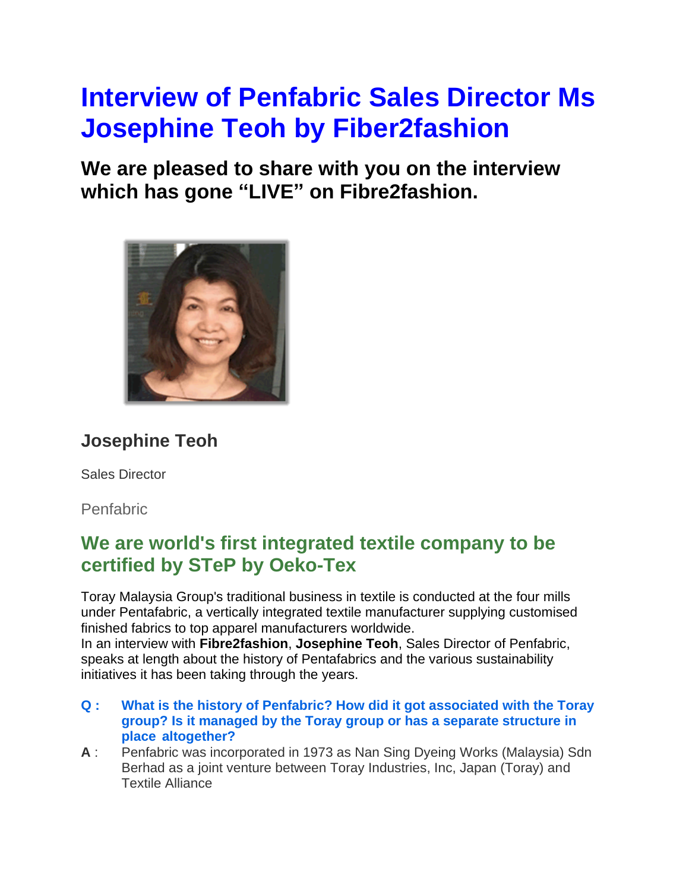# Interview of Penfabric Sales Director Ms Josephine Teoh by Fiber2fashion

## We are pleased to share with you on the interview which has gone "LIVE" on Fibre2fashion.

### Josephine Teoh

Sales Director

Penfabric

## We are world's first integrated textile company to be certified by STeP by Oeko-Tex

Toray Malaysia Group's traditional business in textile is conducted at the four mills under Pentafabric, a vertically integrated textile manufacturer supplying customised finished fabrics to top apparel manufacturers worldwide.
In an interview with **Fibre2fashion**, **Josephine Teoh**, Sales Director of Penfabric, speaks at length about the history of Pentafabrics and the various sustainability initiatives it has been taking through the years.

**Q : What is the history of Penfabric? How did it got associated with the Toray group? Is it managed by the Toray group or has a separate structure in place altogether?**

**A** : Penfabric was incorporated in 1973 as Nan Sing Dyeing Works (Malaysia) Sdn Berhad as a joint venture between Toray Industries, Inc, Japan (Toray) and Textile Alliance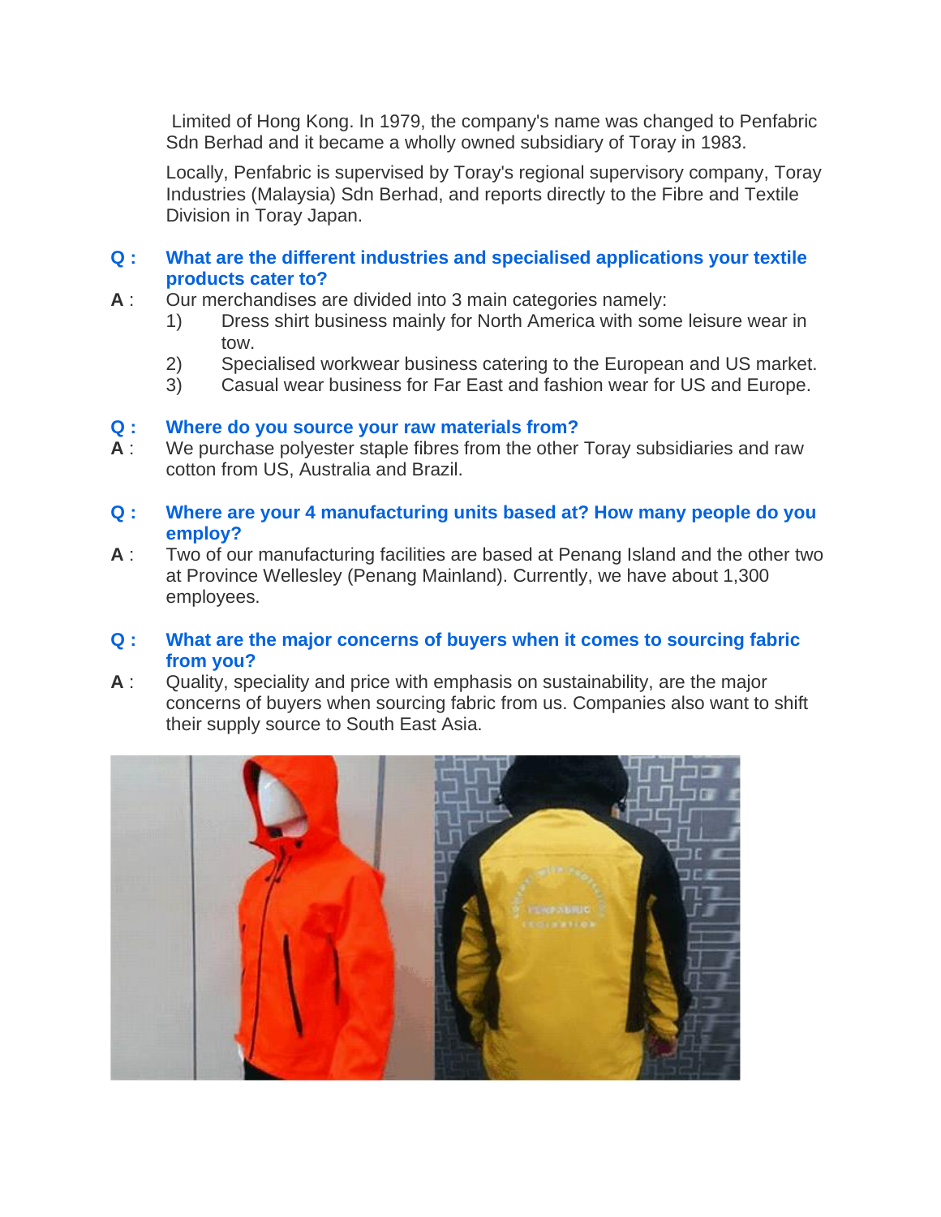Limited of Hong Kong. In 1979, the company's name was changed to Penfabric Sdn Berhad and it became a wholly owned subsidiary of Toray in 1983.

Locally, Penfabric is supervised by Toray's regional supervisory company, Toray Industries (Malaysia) Sdn Berhad, and reports directly to the Fibre and Textile Division in Toray Japan.

**Q : What are the different industries and specialised applications your textile products cater to?**

**A** : Our merchandises are divided into 3 main categories namely:

1) Dress shirt business mainly for North America with some leisure wear in tow.
2) Specialised workwear business catering to the European and US market.
3) Casual wear business for Far East and fashion wear for US and Europe.

**Q : Where do you source your raw materials from?**

**A** : We purchase polyester staple fibres from the other Toray subsidiaries and raw cotton from US, Australia and Brazil.

**Q : Where are your 4 manufacturing units based at? How many people do you employ?**

**A** : Two of our manufacturing facilities are based at Penang Island and the other two at Province Wellesley (Penang Mainland). Currently, we have about 1,300 employees.

**Q : What are the major concerns of buyers when it comes to sourcing fabric from you?**

**A** : Quality, speciality and price with emphasis on sustainability, are the major concerns of buyers when sourcing fabric from us. Companies also want to shift their supply source to South East Asia.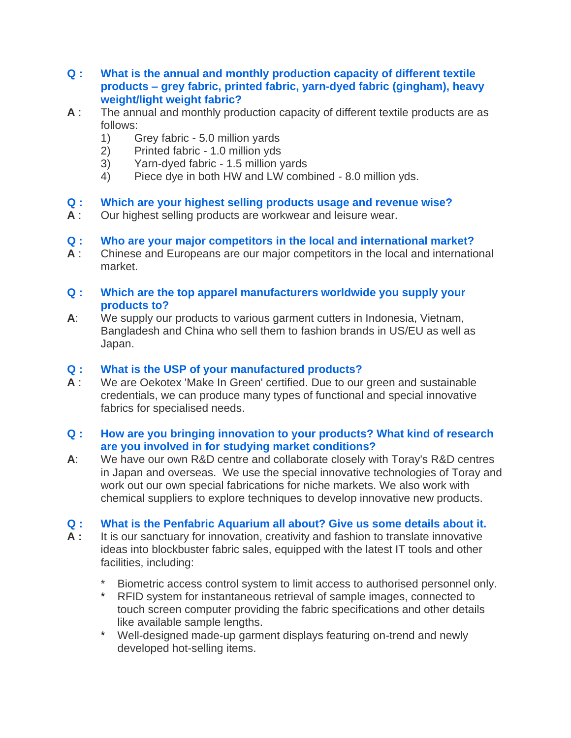**Q : What is the annual and monthly production capacity of different textile products – grey fabric, printed fabric, yarn-dyed fabric (gingham), heavy weight/light weight fabric?**

**A** : The annual and monthly production capacity of different textile products are as follows:

1) Grey fabric - 5.0 million yards
2) Printed fabric - 1.0 million yds
3) Yarn-dyed fabric - 1.5 million yards
4) Piece dye in both HW and LW combined - 8.0 million yds.

**Q : Which are your highest selling products usage and revenue wise?**

**A** : Our highest selling products are workwear and leisure wear.

**Q : Who are your major competitors in the local and international market?**

**A** : Chinese and Europeans are our major competitors in the local and international market.

**Q : Which are the top apparel manufacturers worldwide you supply your products to?**

**A**: We supply our products to various garment cutters in Indonesia, Vietnam, Bangladesh and China who sell them to fashion brands in US/EU as well as Japan.

**Q : What is the USP of your manufactured products?**

**A** : We are Oekotex 'Make In Green' certified. Due to our green and sustainable credentials, we can produce many types of functional and special innovative fabrics for specialised needs.

**Q : How are you bringing innovation to your products? What kind of research are you involved in for studying market conditions?**

**A**: We have our own R&D centre and collaborate closely with Toray's R&D centres in Japan and overseas. We use the special innovative technologies of Toray and work out our own special fabrications for niche markets. We also work with chemical suppliers to explore techniques to develop innovative new products.

**Q : What is the Penfabric Aquarium all about? Give us some details about it.**

**A :** It is our sanctuary for innovation, creativity and fashion to translate innovative ideas into blockbuster fabric sales, equipped with the latest IT tools and other facilities, including:

* Biometric access control system to limit access to authorised personnel only.
* RFID system for instantaneous retrieval of sample images, connected to touch screen computer providing the fabric specifications and other details like available sample lengths.
* Well-designed made-up garment displays featuring on-trend and newly developed hot-selling items.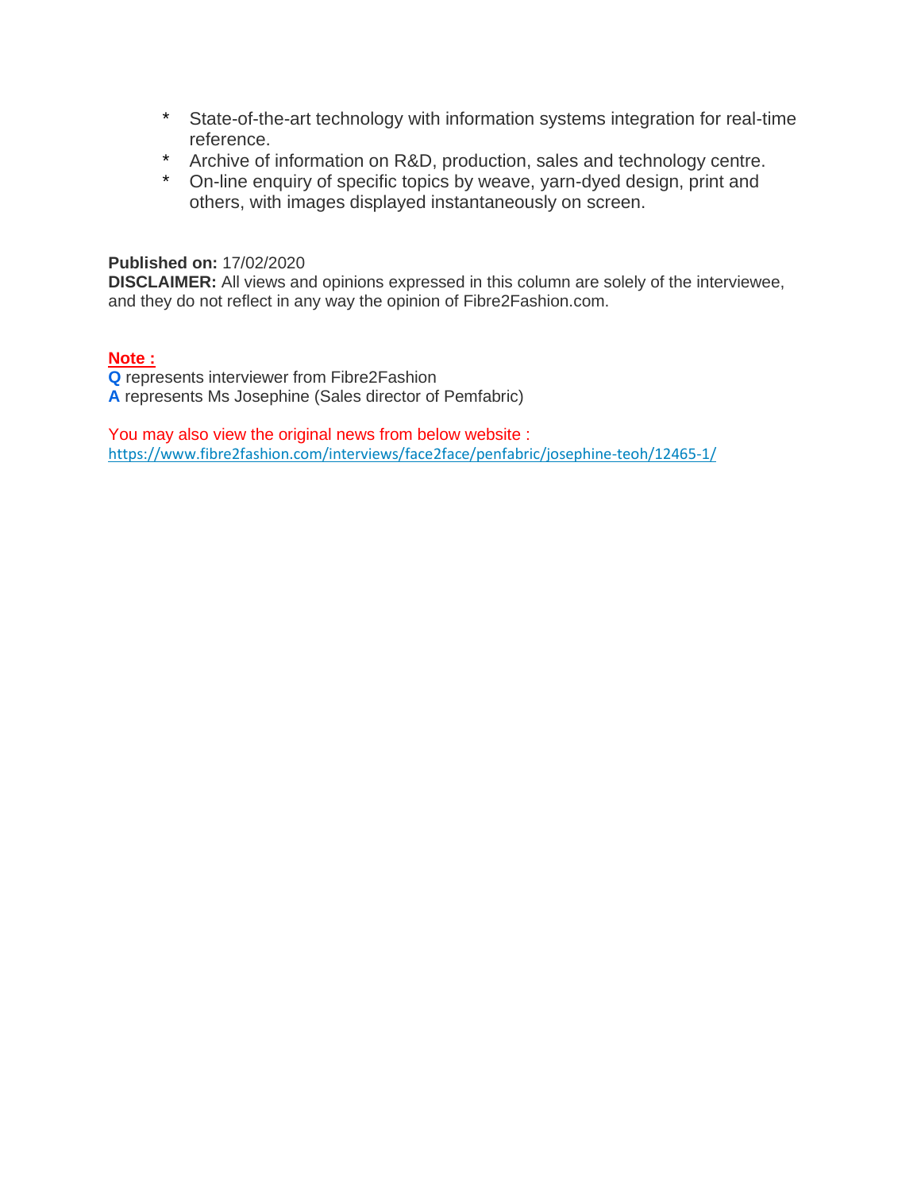* State-of-the-art technology with information systems integration for real-time reference.
* Archive of information on R&D, production, sales and technology centre.
* On-line enquiry of specific topics by weave, yarn-dyed design, print and others, with images displayed instantaneously on screen.

**Published on:** 17/02/2020
**DISCLAIMER:** All views and opinions expressed in this column are solely of the interviewee, and they do not reflect in any way the opinion of Fibre2Fashion.com.

**Note :**
**Q** represents interviewer from Fibre2Fashion
**A** represents Ms Josephine (Sales director of Pemfabric)

You may also view the original news from below website :
https://www.fibre2fashion.com/interviews/face2face/penfabric/josephine-teoh/12465-1/